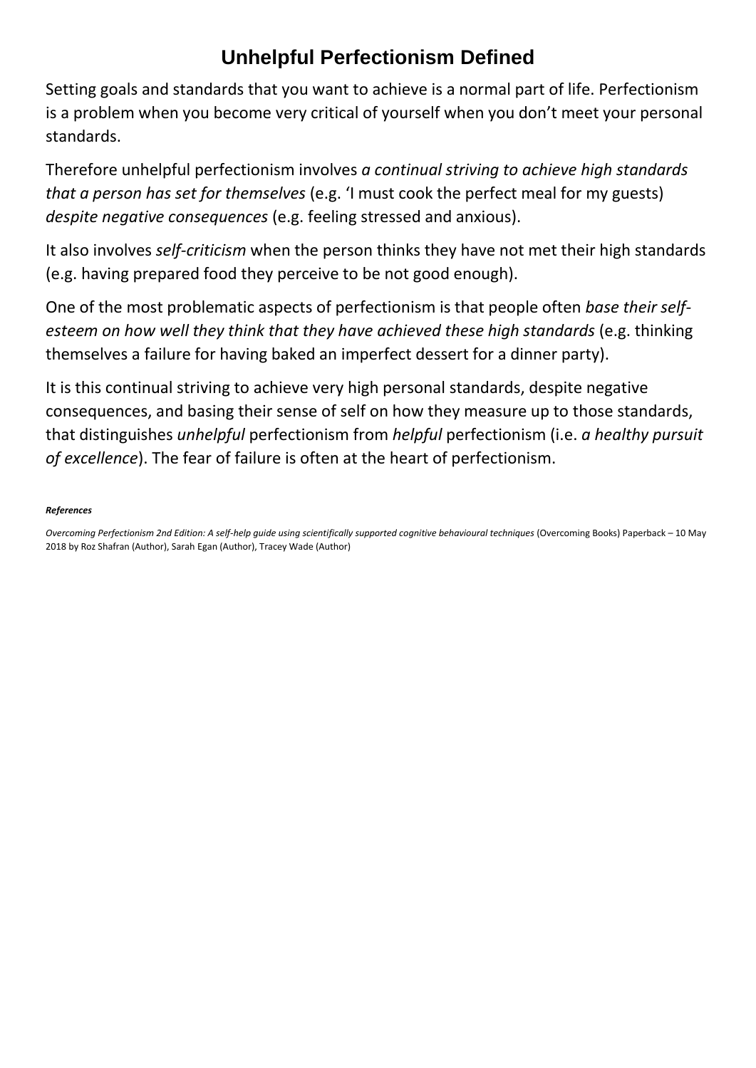# Unhelpful Perfectionism Defined

Setting goals and standards that you want to achieve is a normal part of life. Perfectionism is a problem when you become very critical of yourself when you don't meet your personal standards.

Therefore unhelpful perfectionism involves *a continual striving to achieve high standards that a person has set for themselves* (e.g. 'I must cook the perfect meal for my guests) *despite negative consequences* (e.g. feeling stressed and anxious).

It also involves *self-criticism* when the person thinks they have not met their high standards (e.g. having prepared food they perceive to be not good enough).

One of the most problematic aspects of perfectionism is that people often *base their self-esteem on how well they think that they have achieved these high standards* (e.g. thinking themselves a failure for having baked an imperfect dessert for a dinner party).

It is this continual striving to achieve very high personal standards, despite negative consequences, and basing their sense of self on how they measure up to those standards, that distinguishes *unhelpful* perfectionism from *helpful* perfectionism (i.e. *a healthy pursuit of excellence*). The fear of failure is often at the heart of perfectionism.

***References***

*Overcoming Perfectionism 2nd Edition: A self-help guide using scientifically supported cognitive behavioural techniques* (Overcoming Books) Paperback – 10 May 2018 by Roz Shafran (Author), Sarah Egan (Author), Tracey Wade (Author)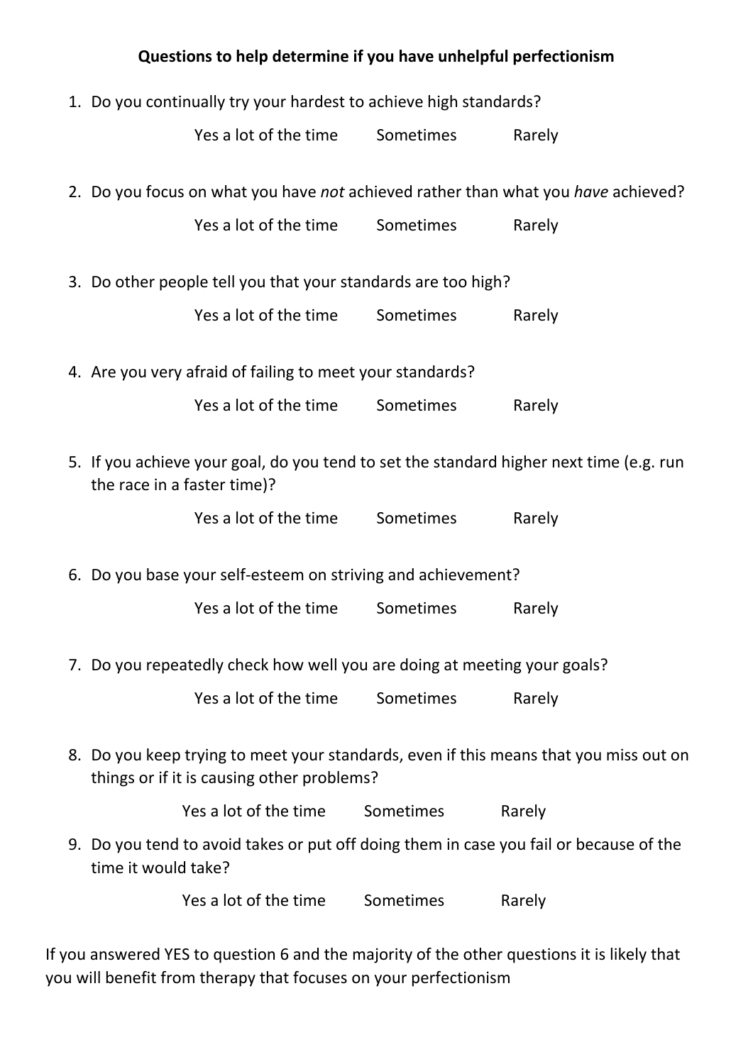**Questions to help determine if you have unhelpful perfectionism**

1. Do you continually try your hardest to achieve high standards?

   Yes a lot of the time     Sometimes     Rarely

2. Do you focus on what you have *not* achieved rather than what you *have* achieved?

   Yes a lot of the time     Sometimes     Rarely

3. Do other people tell you that your standards are too high?

   Yes a lot of the time     Sometimes     Rarely

4. Are you very afraid of failing to meet your standards?

   Yes a lot of the time     Sometimes     Rarely

5. If you achieve your goal, do you tend to set the standard higher next time (e.g. run the race in a faster time)?

   Yes a lot of the time     Sometimes     Rarely

6. Do you base your self-esteem on striving and achievement?

   Yes a lot of the time     Sometimes     Rarely

7. Do you repeatedly check how well you are doing at meeting your goals?

   Yes a lot of the time     Sometimes     Rarely

8. Do you keep trying to meet your standards, even if this means that you miss out on things or if it is causing other problems?

   Yes a lot of the time     Sometimes     Rarely

9. Do you tend to avoid takes or put off doing them in case you fail or because of the time it would take?

   Yes a lot of the time     Sometimes     Rarely

If you answered YES to question 6 and the majority of the other questions it is likely that you will benefit from therapy that focuses on your perfectionism